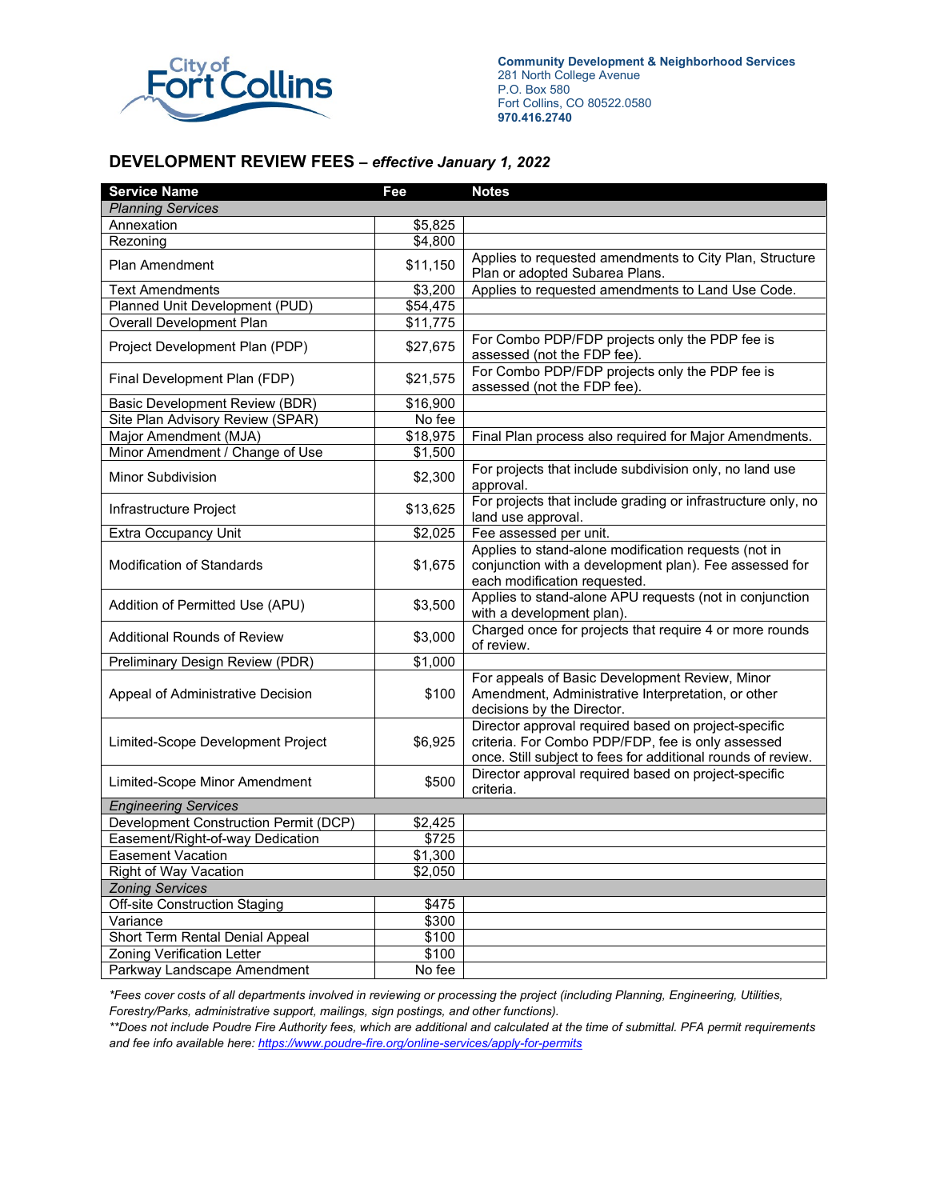City of Fort Collins

**Community Development & Neighborhood Services**
281 North College Avenue
P.O. Box 580
Fort Collins, CO 80522.0580
**970.416.2740**

## DEVELOPMENT REVIEW FEES – *effective January 1, 2022*

| Service Name | Fee | Notes |
|---|---|---|
| *Planning Services* | | |
| Annexation | $5,825 | |
| Rezoning | $4,800 | |
| Plan Amendment | $11,150 | Applies to requested amendments to City Plan, Structure Plan or adopted Subarea Plans. |
| Text Amendments | $3,200 | Applies to requested amendments to Land Use Code. |
| Planned Unit Development (PUD) | $54,475 | |
| Overall Development Plan | $11,775 | |
| Project Development Plan (PDP) | $27,675 | For Combo PDP/FDP projects only the PDP fee is assessed (not the FDP fee). |
| Final Development Plan (FDP) | $21,575 | For Combo PDP/FDP projects only the PDP fee is assessed (not the FDP fee). |
| Basic Development Review (BDR) | $16,900 | |
| Site Plan Advisory Review (SPAR) | No fee | |
| Major Amendment (MJA) | $18,975 | Final Plan process also required for Major Amendments. |
| Minor Amendment / Change of Use | $1,500 | |
| Minor Subdivision | $2,300 | For projects that include subdivision only, no land use approval. |
| Infrastructure Project | $13,625 | For projects that include grading or infrastructure only, no land use approval. |
| Extra Occupancy Unit | $2,025 | Fee assessed per unit. |
| Modification of Standards | $1,675 | Applies to stand-alone modification requests (not in conjunction with a development plan). Fee assessed for each modification requested. |
| Addition of Permitted Use (APU) | $3,500 | Applies to stand-alone APU requests (not in conjunction with a development plan). |
| Additional Rounds of Review | $3,000 | Charged once for projects that require 4 or more rounds of review. |
| Preliminary Design Review (PDR) | $1,000 | |
| Appeal of Administrative Decision | $100 | For appeals of Basic Development Review, Minor Amendment, Administrative Interpretation, or other decisions by the Director. |
| Limited-Scope Development Project | $6,925 | Director approval required based on project-specific criteria. For Combo PDP/FDP, fee is only assessed once. Still subject to fees for additional rounds of review. |
| Limited-Scope Minor Amendment | $500 | Director approval required based on project-specific criteria. |
| *Engineering Services* | | |
| Development Construction Permit (DCP) | $2,425 | |
| Easement/Right-of-way Dedication | $725 | |
| Easement Vacation | $1,300 | |
| Right of Way Vacation | $2,050 | |
| *Zoning Services* | | |
| Off-site Construction Staging | $475 | |
| Variance | $300 | |
| Short Term Rental Denial Appeal | $100 | |
| Zoning Verification Letter | $100 | |
| Parkway Landscape Amendment | No fee | |

*\*Fees cover costs of all departments involved in reviewing or processing the project (including Planning, Engineering, Utilities, Forestry/Parks, administrative support, mailings, sign postings, and other functions).*

*\*\*Does not include Poudre Fire Authority fees, which are additional and calculated at the time of submittal. PFA permit requirements and fee info available here: https://www.poudre-fire.org/online-services/apply-for-permits*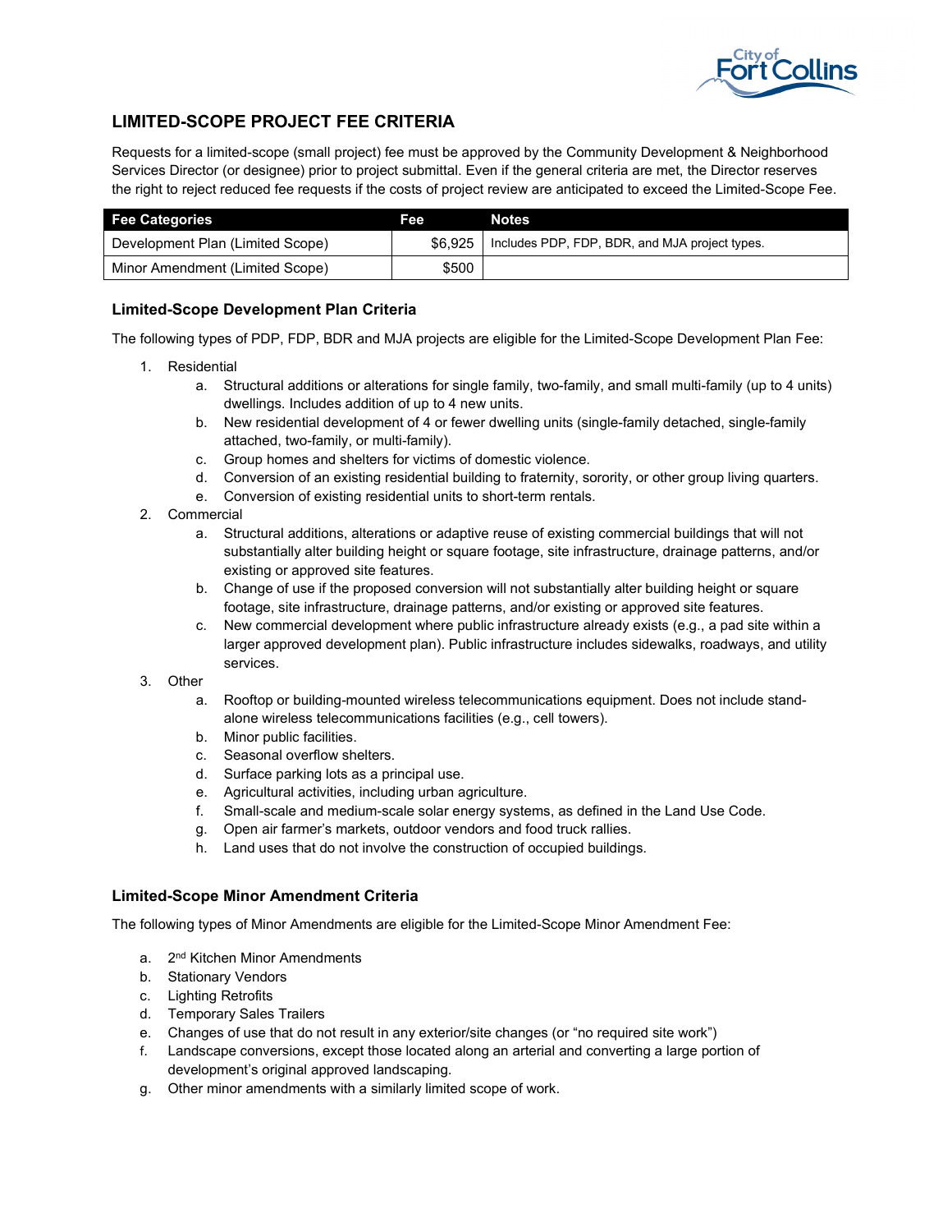## LIMITED-SCOPE PROJECT FEE CRITERIA

Requests for a limited-scope (small project) fee must be approved by the Community Development & Neighborhood Services Director (or designee) prior to project submittal. Even if the general criteria are met, the Director reserves the right to reject reduced fee requests if the costs of project review are anticipated to exceed the Limited-Scope Fee.

| Fee Categories | Fee | Notes |
|---|---|---|
| Development Plan (Limited Scope) | $6,925 | Includes PDP, FDP, BDR, and MJA project types. |
| Minor Amendment (Limited Scope) | $500 | |

### Limited-Scope Development Plan Criteria

The following types of PDP, FDP, BDR and MJA projects are eligible for the Limited-Scope Development Plan Fee:

1. Residential
   a. Structural additions or alterations for single family, two-family, and small multi-family (up to 4 units) dwellings. Includes addition of up to 4 new units.
   b. New residential development of 4 or fewer dwelling units (single-family detached, single-family attached, two-family, or multi-family).
   c. Group homes and shelters for victims of domestic violence.
   d. Conversion of an existing residential building to fraternity, sorority, or other group living quarters.
   e. Conversion of existing residential units to short-term rentals.
2. Commercial
   a. Structural additions, alterations or adaptive reuse of existing commercial buildings that will not substantially alter building height or square footage, site infrastructure, drainage patterns, and/or existing or approved site features.
   b. Change of use if the proposed conversion will not substantially alter building height or square footage, site infrastructure, drainage patterns, and/or existing or approved site features.
   c. New commercial development where public infrastructure already exists (e.g., a pad site within a larger approved development plan). Public infrastructure includes sidewalks, roadways, and utility services.
3. Other
   a. Rooftop or building-mounted wireless telecommunications equipment. Does not include stand-alone wireless telecommunications facilities (e.g., cell towers).
   b. Minor public facilities.
   c. Seasonal overflow shelters.
   d. Surface parking lots as a principal use.
   e. Agricultural activities, including urban agriculture.
   f. Small-scale and medium-scale solar energy systems, as defined in the Land Use Code.
   g. Open air farmer's markets, outdoor vendors and food truck rallies.
   h. Land uses that do not involve the construction of occupied buildings.

### Limited-Scope Minor Amendment Criteria

The following types of Minor Amendments are eligible for the Limited-Scope Minor Amendment Fee:

a. 2nd Kitchen Minor Amendments
b. Stationary Vendors
c. Lighting Retrofits
d. Temporary Sales Trailers
e. Changes of use that do not result in any exterior/site changes (or "no required site work")
f. Landscape conversions, except those located along an arterial and converting a large portion of development's original approved landscaping.
g. Other minor amendments with a similarly limited scope of work.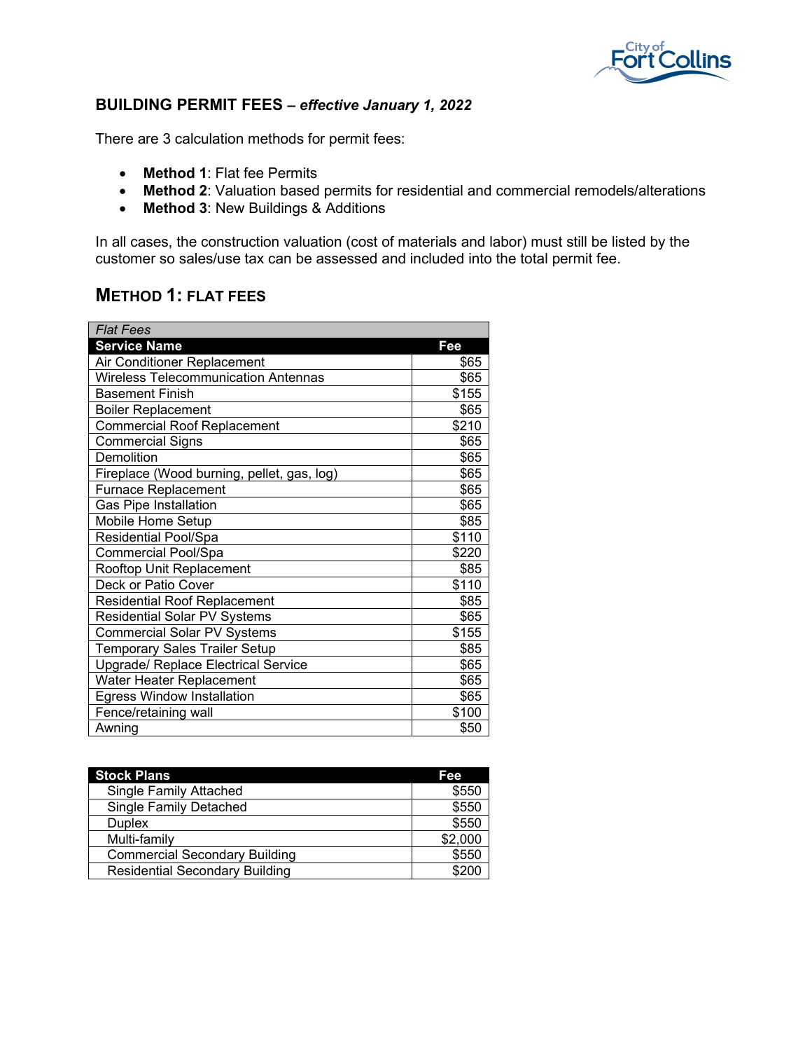## BUILDING PERMIT FEES – *effective January 1, 2022*

There are 3 calculation methods for permit fees:

- **Method 1**: Flat fee Permits
- **Method 2**: Valuation based permits for residential and commercial remodels/alterations
- **Method 3**: New Buildings & Additions

In all cases, the construction valuation (cost of materials and labor) must still be listed by the customer so sales/use tax can be assessed and included into the total permit fee.

## METHOD 1: FLAT FEES

| *Flat Fees* | |
|---|---|
| **Service Name** | **Fee** |
| Air Conditioner Replacement | $65 |
| Wireless Telecommunication Antennas | $65 |
| Basement Finish | $155 |
| Boiler Replacement | $65 |
| Commercial Roof Replacement | $210 |
| Commercial Signs | $65 |
| Demolition | $65 |
| Fireplace (Wood burning, pellet, gas, log) | $65 |
| Furnace Replacement | $65 |
| Gas Pipe Installation | $65 |
| Mobile Home Setup | $85 |
| Residential Pool/Spa | $110 |
| Commercial Pool/Spa | $220 |
| Rooftop Unit Replacement | $85 |
| Deck or Patio Cover | $110 |
| Residential Roof Replacement | $85 |
| Residential Solar PV Systems | $65 |
| Commercial Solar PV Systems | $155 |
| Temporary Sales Trailer Setup | $85 |
| Upgrade/ Replace Electrical Service | $65 |
| Water Heater Replacement | $65 |
| Egress Window Installation | $65 |
| Fence/retaining wall | $100 |
| Awning | $50 |

| Stock Plans | Fee |
|---|---|
| Single Family Attached | $550 |
| Single Family Detached | $550 |
| Duplex | $550 |
| Multi-family | $2,000 |
| Commercial Secondary Building | $550 |
| Residential Secondary Building | $200 |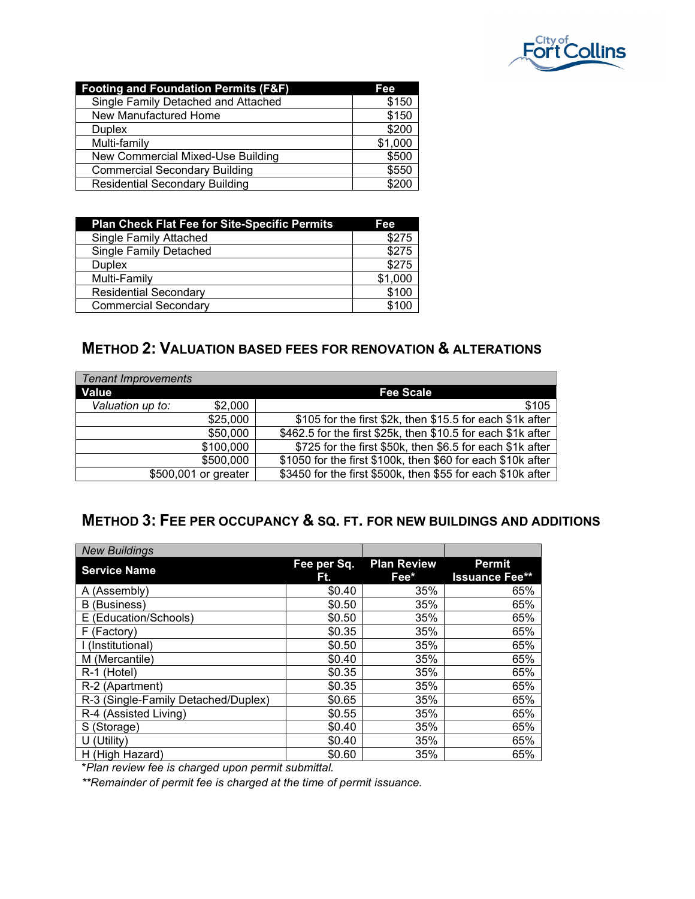| Footing and Foundation Permits (F&F) | Fee |
|---|---|
| Single Family Detached and Attached | $150 |
| New Manufactured Home | $150 |
| Duplex | $200 |
| Multi-family | $1,000 |
| New Commercial Mixed-Use Building | $500 |
| Commercial Secondary Building | $550 |
| Residential Secondary Building | $200 |

| Plan Check Flat Fee for Site-Specific Permits | Fee |
|---|---|
| Single Family Attached | $275 |
| Single Family Detached | $275 |
| Duplex | $275 |
| Multi-Family | $1,000 |
| Residential Secondary | $100 |
| Commercial Secondary | $100 |

## METHOD 2: VALUATION BASED FEES FOR RENOVATION & ALTERATIONS

| *Tenant Improvements* | | |
|---|---|---|
| **Value** | | **Fee Scale** |
| *Valuation up to:* | $2,000 | $105 |
| | $25,000 | $105 for the first $2k, then $15.5 for each $1k after |
| | $50,000 | $462.5 for the first $25k, then $10.5 for each $1k after |
| | $100,000 | $725 for the first $50k, then $6.5 for each $1k after |
| | $500,000 | $1050 for the first $100k, then $60 for each $10k after |
| | $500,001 or greater | $3450 for the first $500k, then $55 for each $10k after |

## METHOD 3: FEE PER OCCUPANCY & SQ. FT. FOR NEW BUILDINGS AND ADDITIONS

| *New Buildings* | | | |
|---|---|---|---|
| **Service Name** | **Fee per Sq. Ft.** | **Plan Review Fee*** | **Permit Issuance Fee**** |
| A (Assembly) | $0.40 | 35% | 65% |
| B (Business) | $0.50 | 35% | 65% |
| E (Education/Schools) | $0.50 | 35% | 65% |
| F (Factory) | $0.35 | 35% | 65% |
| I (Institutional) | $0.50 | 35% | 65% |
| M (Mercantile) | $0.40 | 35% | 65% |
| R-1 (Hotel) | $0.35 | 35% | 65% |
| R-2 (Apartment) | $0.35 | 35% | 65% |
| R-3 (Single-Family Detached/Duplex) | $0.65 | 35% | 65% |
| R-4 (Assisted Living) | $0.55 | 35% | 65% |
| S (Storage) | $0.40 | 35% | 65% |
| U (Utility) | $0.40 | 35% | 65% |
| H (High Hazard) | $0.60 | 35% | 65% |

**Plan review fee is charged upon permit submittal.*

***Remainder of permit fee is charged at the time of permit issuance.*